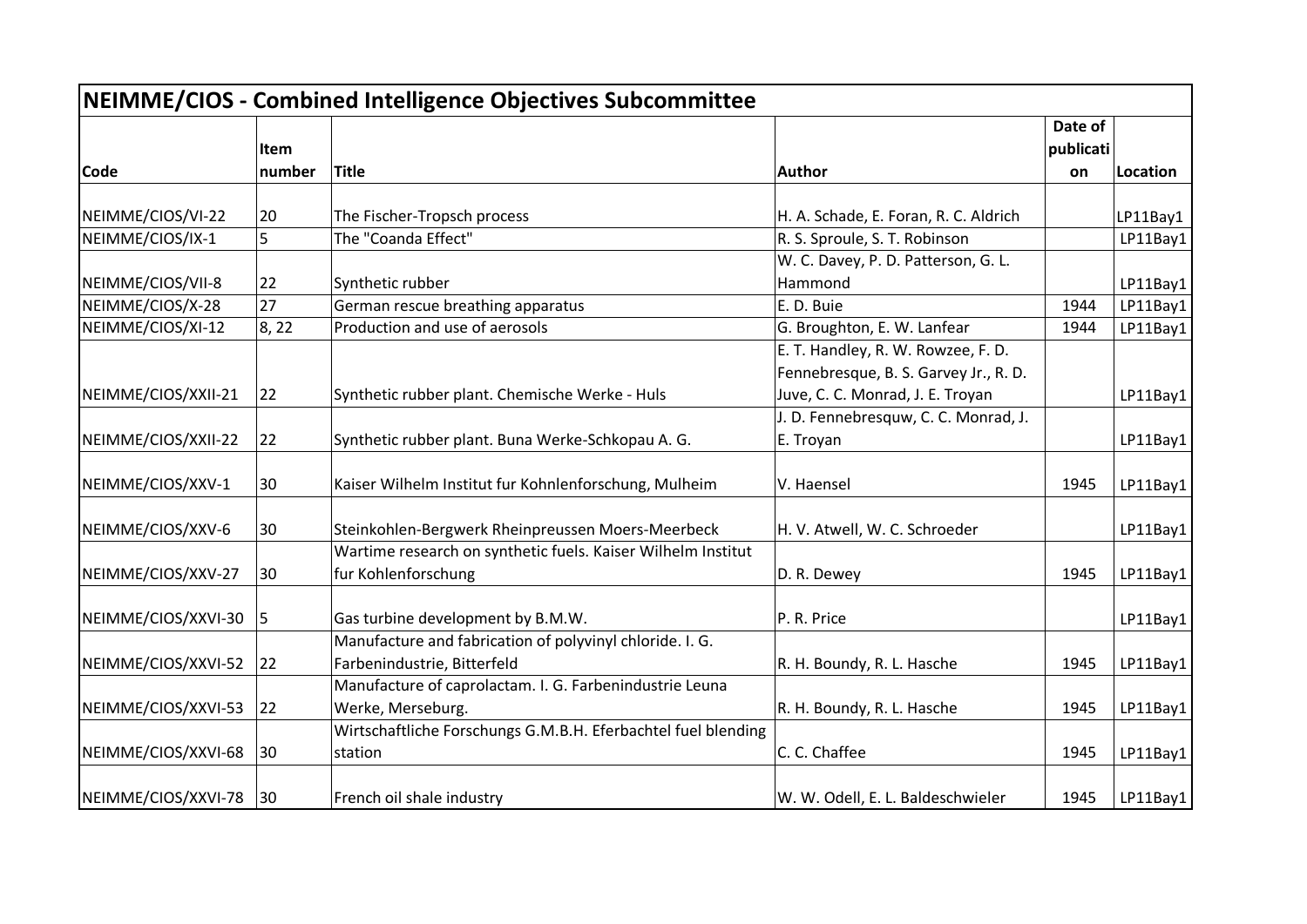# NEIMME/CIOS - Combined Intelligence Objectives Subcommittee

| Code | Item number | Title | Author | Date of publication | Location |
|---|---|---|---|---|---|
| NEIMME/CIOS/VI-22 | 20 | The Fischer-Tropsch process | H. A. Schade, E. Foran, R. C. Aldrich | | LP11Bay1 |
| NEIMME/CIOS/IX-1 | 5 | The "Coanda Effect" | R. S. Sproule, S. T. Robinson | | LP11Bay1 |
| NEIMME/CIOS/VII-8 | 22 | Synthetic rubber | W. C. Davey, P. D. Patterson, G. L. Hammond | | LP11Bay1 |
| NEIMME/CIOS/X-28 | 27 | German rescue breathing apparatus | E. D. Buie | 1944 | LP11Bay1 |
| NEIMME/CIOS/XI-12 | 8, 22 | Production and use of aerosols | G. Broughton, E. W. Lanfear | 1944 | LP11Bay1 |
| NEIMME/CIOS/XXII-21 | 22 | Synthetic rubber plant. Chemische Werke - Huls | E. T. Handley, R. W. Rowzee, F. D. Fennebresque, B. S. Garvey Jr., R. D. Juve, C. C. Monrad, J. E. Troyan | | LP11Bay1 |
| NEIMME/CIOS/XXII-22 | 22 | Synthetic rubber plant. Buna Werke-Schkopau A. G. | J. D. Fennebresquw, C. C. Monrad, J. E. Troyan | | LP11Bay1 |
| NEIMME/CIOS/XXV-1 | 30 | Kaiser Wilhelm Institut fur Kohnlenforschung, Mulheim | V. Haensel | 1945 | LP11Bay1 |
| NEIMME/CIOS/XXV-6 | 30 | Steinkohlen-Bergwerk Rheinpreussen Moers-Meerbeck | H. V. Atwell, W. C. Schroeder | | LP11Bay1 |
| NEIMME/CIOS/XXV-27 | 30 | Wartime research on synthetic fuels. Kaiser Wilhelm Institut fur Kohlenforschung | D. R. Dewey | 1945 | LP11Bay1 |
| NEIMME/CIOS/XXVI-30 | 5 | Gas turbine development by B.M.W. | P. R. Price | | LP11Bay1 |
| NEIMME/CIOS/XXVI-52 | 22 | Manufacture and fabrication of polyvinyl chloride. I. G. Farbenindustrie, Bitterfeld | R. H. Boundy, R. L. Hasche | 1945 | LP11Bay1 |
| NEIMME/CIOS/XXVI-53 | 22 | Manufacture of caprolactam. I. G. Farbenindustrie Leuna Werke, Merseburg. | R. H. Boundy, R. L. Hasche | 1945 | LP11Bay1 |
| NEIMME/CIOS/XXVI-68 | 30 | Wirtschaftliche Forschungs G.M.B.H. Eferbachtel fuel blending station | C. C. Chaffee | 1945 | LP11Bay1 |
| NEIMME/CIOS/XXVI-78 | 30 | French oil shale industry | W. W. Odell, E. L. Baldeschwieler | 1945 | LP11Bay1 |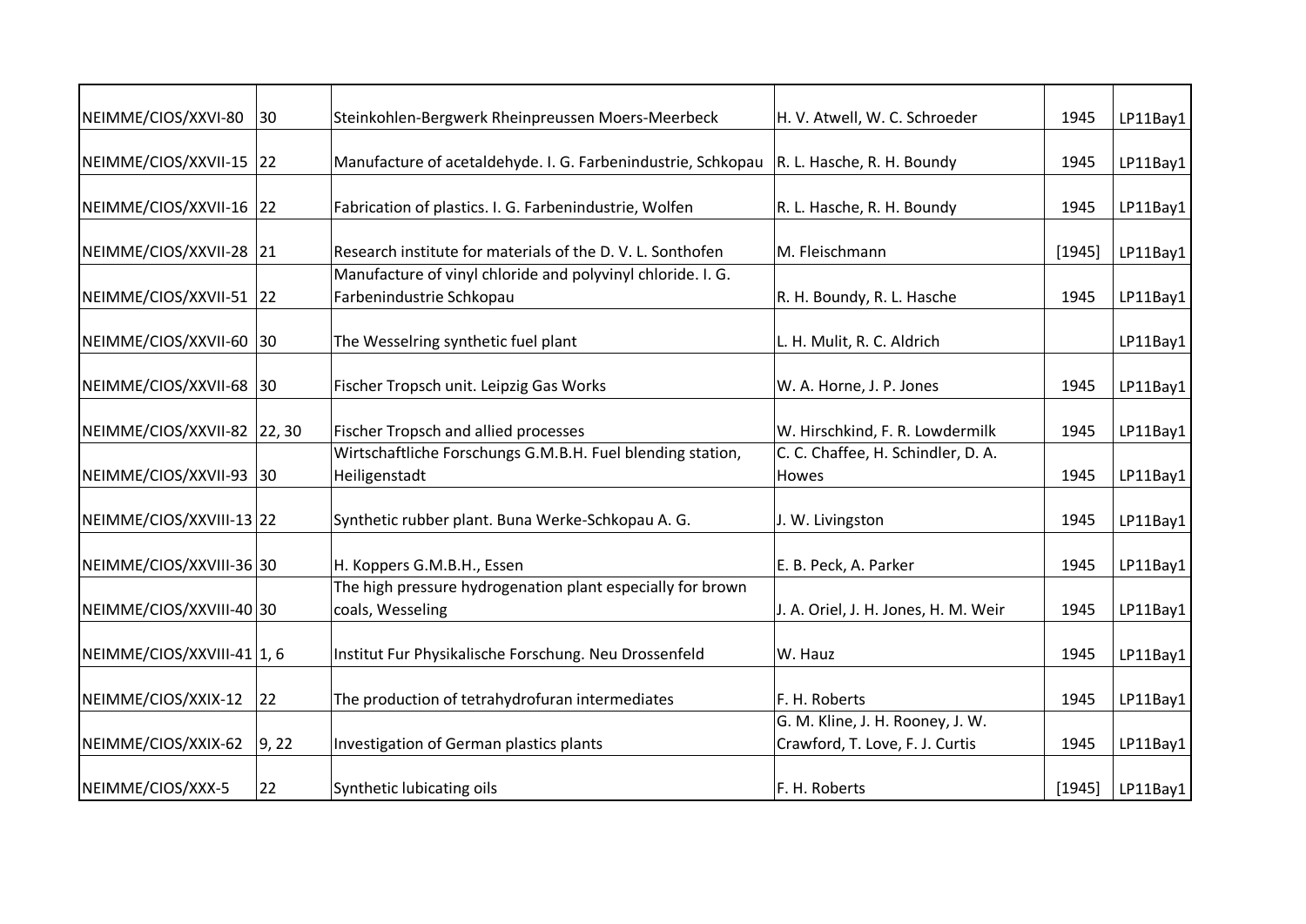| | | | | | |
|---|---|---|---|---|---|
| NEIMME/CIOS/XXVI-80 | 30 | Steinkohlen-Bergwerk Rheinpreussen Moers-Meerbeck | H. V. Atwell, W. C. Schroeder | 1945 | LP11Bay1 |
| NEIMME/CIOS/XXVII-15 | 22 | Manufacture of acetaldehyde. I. G. Farbenindustrie, Schkopau | R. L. Hasche, R. H. Boundy | 1945 | LP11Bay1 |
| NEIMME/CIOS/XXVII-16 | 22 | Fabrication of plastics. I. G. Farbenindustrie, Wolfen | R. L. Hasche, R. H. Boundy | 1945 | LP11Bay1 |
| NEIMME/CIOS/XXVII-28 | 21 | Research institute for materials of the D. V. L. Sonthofen | M. Fleischmann | [1945] | LP11Bay1 |
| NEIMME/CIOS/XXVII-51 | 22 | Manufacture of vinyl chloride and polyvinyl chloride. I. G. Farbenindustrie Schkopau | R. H. Boundy, R. L. Hasche | 1945 | LP11Bay1 |
| NEIMME/CIOS/XXVII-60 | 30 | The Wesselring synthetic fuel plant | L. H. Mulit, R. C. Aldrich | | LP11Bay1 |
| NEIMME/CIOS/XXVII-68 | 30 | Fischer Tropsch unit. Leipzig Gas Works | W. A. Horne, J. P. Jones | 1945 | LP11Bay1 |
| NEIMME/CIOS/XXVII-82 | 22, 30 | Fischer Tropsch and allied processes | W. Hirschkind, F. R. Lowdermilk | 1945 | LP11Bay1 |
| NEIMME/CIOS/XXVII-93 | 30 | Wirtschaftliche Forschungs G.M.B.H. Fuel blending station, Heiligenstadt | C. C. Chaffee, H. Schindler, D. A. Howes | 1945 | LP11Bay1 |
| NEIMME/CIOS/XXVIII-13 | 22 | Synthetic rubber plant. Buna Werke-Schkopau A. G. | J. W. Livingston | 1945 | LP11Bay1 |
| NEIMME/CIOS/XXVIII-36 | 30 | H. Koppers G.M.B.H., Essen | E. B. Peck, A. Parker | 1945 | LP11Bay1 |
| NEIMME/CIOS/XXVIII-40 | 30 | The high pressure hydrogenation plant especially for brown coals, Wesseling | J. A. Oriel, J. H. Jones, H. M. Weir | 1945 | LP11Bay1 |
| NEIMME/CIOS/XXVIII-41 | 1, 6 | Institut Fur Physikalische Forschung. Neu Drossenfeld | W. Hauz | 1945 | LP11Bay1 |
| NEIMME/CIOS/XXIX-12 | 22 | The production of tetrahydrofuran intermediates | F. H. Roberts | 1945 | LP11Bay1 |
| NEIMME/CIOS/XXIX-62 | 9, 22 | Investigation of German plastics plants | G. M. Kline, J. H. Rooney, J. W. Crawford, T. Love, F. J. Curtis | 1945 | LP11Bay1 |
| NEIMME/CIOS/XXX-5 | 22 | Synthetic lubicating oils | F. H. Roberts | [1945] | LP11Bay1 |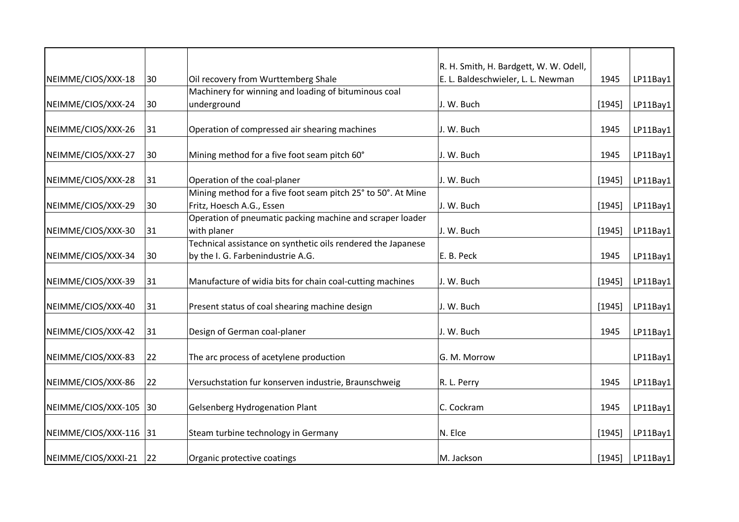| | | | | | |
|---|---|---|---|---|---|
| NEIMME/CIOS/XXX-18 | 30 | Oil recovery from Wurttemberg Shale | R. H. Smith, H. Bardgett, W. W. Odell, E. L. Baldeschwieler, L. L. Newman | 1945 | LP11Bay1 |
| NEIMME/CIOS/XXX-24 | 30 | Machinery for winning and loading of bituminous coal underground | J. W. Buch | [1945] | LP11Bay1 |
| NEIMME/CIOS/XXX-26 | 31 | Operation of compressed air shearing machines | J. W. Buch | 1945 | LP11Bay1 |
| NEIMME/CIOS/XXX-27 | 30 | Mining method for a five foot seam pitch 60° | J. W. Buch | 1945 | LP11Bay1 |
| NEIMME/CIOS/XXX-28 | 31 | Operation of the coal-planer | J. W. Buch | [1945] | LP11Bay1 |
| NEIMME/CIOS/XXX-29 | 30 | Mining method for a five foot seam pitch 25° to 50°. At Mine Fritz, Hoesch A.G., Essen | J. W. Buch | [1945] | LP11Bay1 |
| NEIMME/CIOS/XXX-30 | 31 | Operation of pneumatic packing machine and scraper loader with planer | J. W. Buch | [1945] | LP11Bay1 |
| NEIMME/CIOS/XXX-34 | 30 | Technical assistance on synthetic oils rendered the Japanese by the I. G. Farbenindustrie A.G. | E. B. Peck | 1945 | LP11Bay1 |
| NEIMME/CIOS/XXX-39 | 31 | Manufacture of widia bits for chain coal-cutting machines | J. W. Buch | [1945] | LP11Bay1 |
| NEIMME/CIOS/XXX-40 | 31 | Present status of coal shearing machine design | J. W. Buch | [1945] | LP11Bay1 |
| NEIMME/CIOS/XXX-42 | 31 | Design of German coal-planer | J. W. Buch | 1945 | LP11Bay1 |
| NEIMME/CIOS/XXX-83 | 22 | The arc process of acetylene production | G. M. Morrow | | LP11Bay1 |
| NEIMME/CIOS/XXX-86 | 22 | Versuchstation fur konserven industrie, Braunschweig | R. L. Perry | 1945 | LP11Bay1 |
| NEIMME/CIOS/XXX-105 | 30 | Gelsenberg Hydrogenation Plant | C. Cockram | 1945 | LP11Bay1 |
| NEIMME/CIOS/XXX-116 | 31 | Steam turbine technology in Germany | N. Elce | [1945] | LP11Bay1 |
| NEIMME/CIOS/XXXI-21 | 22 | Organic protective coatings | M. Jackson | [1945] | LP11Bay1 |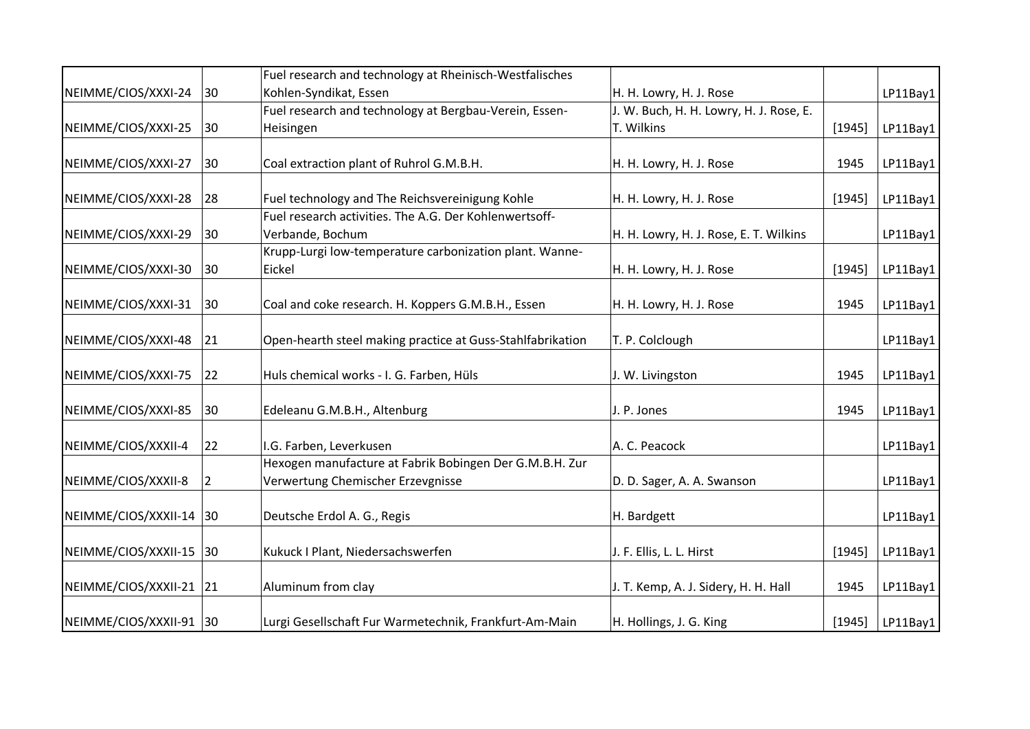| | | | | | |
|---|---|---|---|---|---|
| NEIMME/CIOS/XXXI-24 | 30 | Fuel research and technology at Rheinisch-Westfalisches Kohlen-Syndikat, Essen | H. H. Lowry, H. J. Rose | | LP11Bay1 |
| NEIMME/CIOS/XXXI-25 | 30 | Fuel research and technology at Bergbau-Verein, Essen-Heisingen | J. W. Buch, H. H. Lowry, H. J. Rose, E. T. Wilkins | [1945] | LP11Bay1 |
| NEIMME/CIOS/XXXI-27 | 30 | Coal extraction plant of Ruhrol G.M.B.H. | H. H. Lowry, H. J. Rose | 1945 | LP11Bay1 |
| NEIMME/CIOS/XXXI-28 | 28 | Fuel technology and The Reichsvereinigung Kohle | H. H. Lowry, H. J. Rose | [1945] | LP11Bay1 |
| NEIMME/CIOS/XXXI-29 | 30 | Fuel research activities. The A.G. Der Kohlenwertsoff-Verbande, Bochum | H. H. Lowry, H. J. Rose, E. T. Wilkins | | LP11Bay1 |
| NEIMME/CIOS/XXXI-30 | 30 | Krupp-Lurgi low-temperature carbonization plant. Wanne-Eickel | H. H. Lowry, H. J. Rose | [1945] | LP11Bay1 |
| NEIMME/CIOS/XXXI-31 | 30 | Coal and coke research. H. Koppers G.M.B.H., Essen | H. H. Lowry, H. J. Rose | 1945 | LP11Bay1 |
| NEIMME/CIOS/XXXI-48 | 21 | Open-hearth steel making practice at Guss-Stahlfabrikation | T. P. Colclough | | LP11Bay1 |
| NEIMME/CIOS/XXXI-75 | 22 | Huls chemical works - I. G. Farben, Hüls | J. W. Livingston | 1945 | LP11Bay1 |
| NEIMME/CIOS/XXXI-85 | 30 | Edeleanu G.M.B.H., Altenburg | J. P. Jones | 1945 | LP11Bay1 |
| NEIMME/CIOS/XXXII-4 | 22 | I.G. Farben, Leverkusen | A. C. Peacock | | LP11Bay1 |
| NEIMME/CIOS/XXXII-8 | 2 | Hexogen manufacture at Fabrik Bobingen Der G.M.B.H. Zur Verwertung Chemischer Erzevgnisse | D. D. Sager, A. A. Swanson | | LP11Bay1 |
| NEIMME/CIOS/XXXII-14 | 30 | Deutsche Erdol A. G., Regis | H. Bardgett | | LP11Bay1 |
| NEIMME/CIOS/XXXII-15 | 30 | Kukuck I Plant, Niedersachswerfen | J. F. Ellis, L. L. Hirst | [1945] | LP11Bay1 |
| NEIMME/CIOS/XXXII-21 | 21 | Aluminum from clay | J. T. Kemp, A. J. Sidery, H. H. Hall | 1945 | LP11Bay1 |
| NEIMME/CIOS/XXXII-91 | 30 | Lurgi Gesellschaft Fur Warmetechnik, Frankfurt-Am-Main | H. Hollings, J. G. King | [1945] | LP11Bay1 |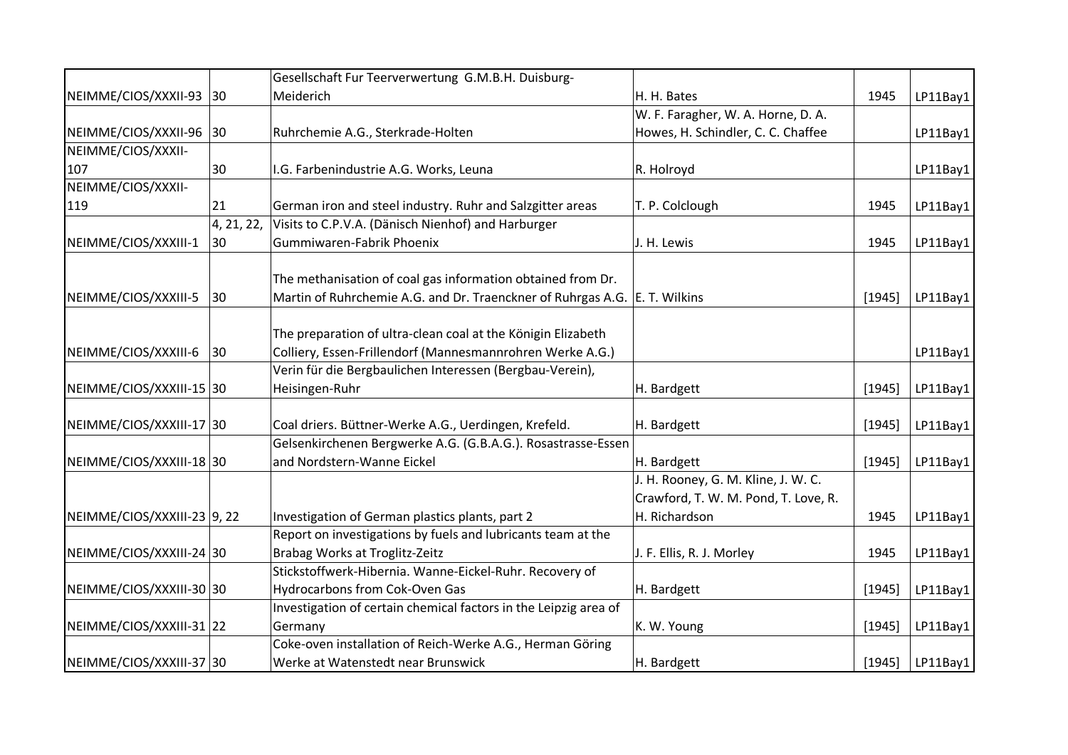| | | | | | |
|---|---|---|---|---|---|
| NEIMME/CIOS/XXXII-93 | 30 | Gesellschaft Fur Teerverwertung G.M.B.H. Duisburg-Meiderich | H. H. Bates | 1945 | LP11Bay1 |
| NEIMME/CIOS/XXXII-96 | 30 | Ruhrchemie A.G., Sterkrade-Holten | W. F. Faragher, W. A. Horne, D. A. Howes, H. Schindler, C. C. Chaffee | | LP11Bay1 |
| NEIMME/CIOS/XXXII-107 | 30 | I.G. Farbenindustrie A.G. Works, Leuna | R. Holroyd | | LP11Bay1 |
| NEIMME/CIOS/XXXII-119 | 21 | German iron and steel industry. Ruhr and Salzgitter areas | T. P. Colclough | 1945 | LP11Bay1 |
| NEIMME/CIOS/XXXIII-1 | 4, 21, 22, 30 | Visits to C.P.V.A. (Dänisch Nienhof) and Harburger Gummiwaren-Fabrik Phoenix | J. H. Lewis | 1945 | LP11Bay1 |
| NEIMME/CIOS/XXXIII-5 | 30 | The methanisation of coal gas information obtained from Dr. Martin of Ruhrchemie A.G. and Dr. Traenckner of Ruhrgas A.G. | E. T. Wilkins | [1945] | LP11Bay1 |
| NEIMME/CIOS/XXXIII-6 | 30 | The preparation of ultra-clean coal at the Königin Elizabeth Colliery, Essen-Frillendorf (Mannesmannrohren Werke A.G.) | | | LP11Bay1 |
| NEIMME/CIOS/XXXIII-15 | 30 | Verin für die Bergbaulichen Interessen (Bergbau-Verein), Heisingen-Ruhr | H. Bardgett | [1945] | LP11Bay1 |
| NEIMME/CIOS/XXXIII-17 | 30 | Coal driers. Büttner-Werke A.G., Uerdingen, Krefeld. | H. Bardgett | [1945] | LP11Bay1 |
| NEIMME/CIOS/XXXIII-18 | 30 | Gelsenkirchenen Bergwerke A.G. (G.B.A.G.). Rosastrasse-Essen and Nordstern-Wanne Eickel | H. Bardgett | [1945] | LP11Bay1 |
| NEIMME/CIOS/XXXIII-23 | 9, 22 | Investigation of German plastics plants, part 2 | J. H. Rooney, G. M. Kline, J. W. C. Crawford, T. W. M. Pond, T. Love, R. H. Richardson | 1945 | LP11Bay1 |
| NEIMME/CIOS/XXXIII-24 | 30 | Report on investigations by fuels and lubricants team at the Brabag Works at Troglitz-Zeitz | J. F. Ellis, R. J. Morley | 1945 | LP11Bay1 |
| NEIMME/CIOS/XXXIII-30 | 30 | Stickstoffwerk-Hibernia. Wanne-Eickel-Ruhr. Recovery of Hydrocarbons from Cok-Oven Gas | H. Bardgett | [1945] | LP11Bay1 |
| NEIMME/CIOS/XXXIII-31 | 22 | Investigation of certain chemical factors in the Leipzig area of Germany | K. W. Young | [1945] | LP11Bay1 |
| NEIMME/CIOS/XXXIII-37 | 30 | Coke-oven installation of Reich-Werke A.G., Herman Göring Werke at Watenstedt near Brunswick | H. Bardgett | [1945] | LP11Bay1 |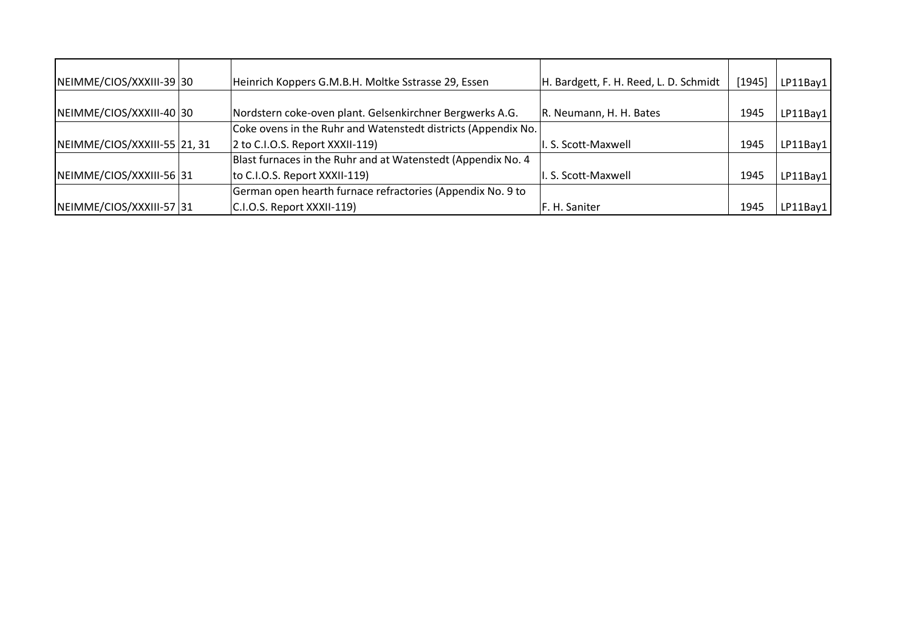| | | | | | |
|---|---|---|---|---|---|
| NEIMME/CIOS/XXXIII-39 | 30 | Heinrich Koppers G.M.B.H. Moltke Sstrasse 29, Essen | H. Bardgett, F. H. Reed, L. D. Schmidt | [1945] | LP11Bay1 |
| NEIMME/CIOS/XXXIII-40 | 30 | Nordstern coke-oven plant. Gelsenkirchner Bergwerks A.G. | R. Neumann, H. H. Bates | 1945 | LP11Bay1 |
| NEIMME/CIOS/XXXIII-55 | 21, 31 | Coke ovens in the Ruhr and Watenstedt districts (Appendix No. 2 to C.I.O.S. Report XXXII-119) | I. S. Scott-Maxwell | 1945 | LP11Bay1 |
| NEIMME/CIOS/XXXIII-56 | 31 | Blast furnaces in the Ruhr and at Watenstedt (Appendix No. 4 to C.I.O.S. Report XXXII-119) | I. S. Scott-Maxwell | 1945 | LP11Bay1 |
| NEIMME/CIOS/XXXIII-57 | 31 | German open hearth furnace refractories (Appendix No. 9 to C.I.O.S. Report XXXII-119) | F. H. Saniter | 1945 | LP11Bay1 |